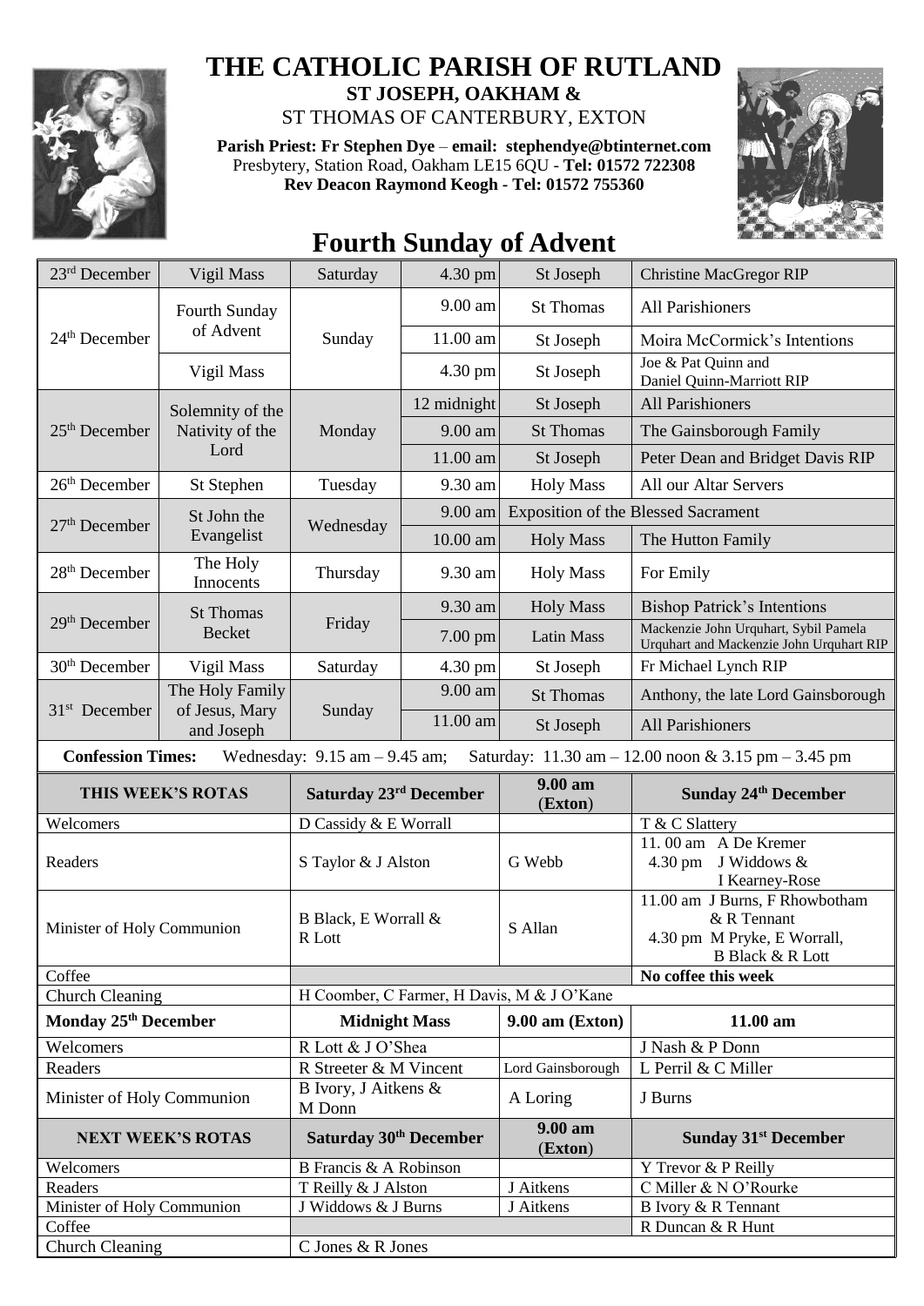# THE CATHOLIC PARISH OF RUTLAND

**ST JOSEPH, OAKHAM &**

ST THOMAS OF CANTERBURY, EXTON

**Parish Priest: Fr Stephen Dye** – **email: stephendye@btinternet.com**

Presbytery, Station Road, Oakham LE15 6QU - **Tel: 01572 722308**

**Rev Deacon Raymond Keogh - Tel: 01572 755360**

## Fourth Sunday of Advent

| | | | | | |
|---|---|---|---|---|---|
| 23rd December | Vigil Mass | Saturday | 4.30 pm | St Joseph | Christine MacGregor RIP |
| 24th December | Fourth Sunday of Advent | Sunday | 9.00 am | St Thomas | All Parishioners |
| | | | 11.00 am | St Joseph | Moira McCormick's Intentions |
| | Vigil Mass | | 4.30 pm | St Joseph | Joe & Pat Quinn and Daniel Quinn-Marriott RIP |
| 25th December | Solemnity of the Nativity of the Lord | Monday | 12 midnight | St Joseph | All Parishioners |
| | | | 9.00 am | St Thomas | The Gainsborough Family |
| | | | 11.00 am | St Joseph | Peter Dean and Bridget Davis RIP |
| 26th December | St Stephen | Tuesday | 9.30 am | Holy Mass | All our Altar Servers |
| 27th December | St John the Evangelist | Wednesday | 9.00 am | Exposition of the Blessed Sacrament | |
| | | | 10.00 am | Holy Mass | The Hutton Family |
| 28th December | The Holy Innocents | Thursday | 9.30 am | Holy Mass | For Emily |
| 29th December | St Thomas Becket | Friday | 9.30 am | Holy Mass | Bishop Patrick's Intentions |
| | | | 7.00 pm | Latin Mass | Mackenzie John Urquhart, Sybil Pamela Urquhart and Mackenzie John Urquhart RIP |
| 30th December | Vigil Mass | Saturday | 4.30 pm | St Joseph | Fr Michael Lynch RIP |
| 31st December | The Holy Family of Jesus, Mary and Joseph | Sunday | 9.00 am | St Thomas | Anthony, the late Lord Gainsborough |
| | | | 11.00 am | St Joseph | All Parishioners |

**Confession Times:** Wednesday: 9.15 am – 9.45 am; Saturday: 11.30 am – 12.00 noon & 3.15 pm – 3.45 pm

| THIS WEEK'S ROTAS | Saturday 23rd December | 9.00 am (Exton) | Sunday 24th December |
|---|---|---|---|
| Welcomers | D Cassidy & E Worrall | | T & C Slattery |
| Readers | S Taylor & J Alston | G Webb | 11. 00 am A De Kremer<br>4.30 pm J Widdows & I Kearney-Rose |
| Minister of Holy Communion | B Black, E Worrall & R Lott | S Allan | 11.00 am J Burns, F Rhowbotham & R Tennant<br>4.30 pm M Pryke, E Worrall, B Black & R Lott |
| Coffee | | | **No coffee this week** |
| Church Cleaning | H Coomber, C Farmer, H Davis, M & J O'Kane | | |
| **Monday 25th December** | **Midnight Mass** | **9.00 am (Exton)** | **11.00 am** |
| Welcomers | R Lott & J O'Shea | | J Nash & P Donn |
| Readers | R Streeter & M Vincent | Lord Gainsborough | L Perril & C Miller |
| Minister of Holy Communion | B Ivory, J Aitkens & M Donn | A Loring | J Burns |
| **NEXT WEEK'S ROTAS** | **Saturday 30th December** | **9.00 am (Exton)** | **Sunday 31st December** |
| Welcomers | B Francis & A Robinson | | Y Trevor & P Reilly |
| Readers | T Reilly & J Alston | J Aitkens | C Miller & N O'Rourke |
| Minister of Holy Communion | J Widdows & J Burns | J Aitkens | B Ivory & R Tennant |
| Coffee | | | R Duncan & R Hunt |
| Church Cleaning | C Jones & R Jones | | |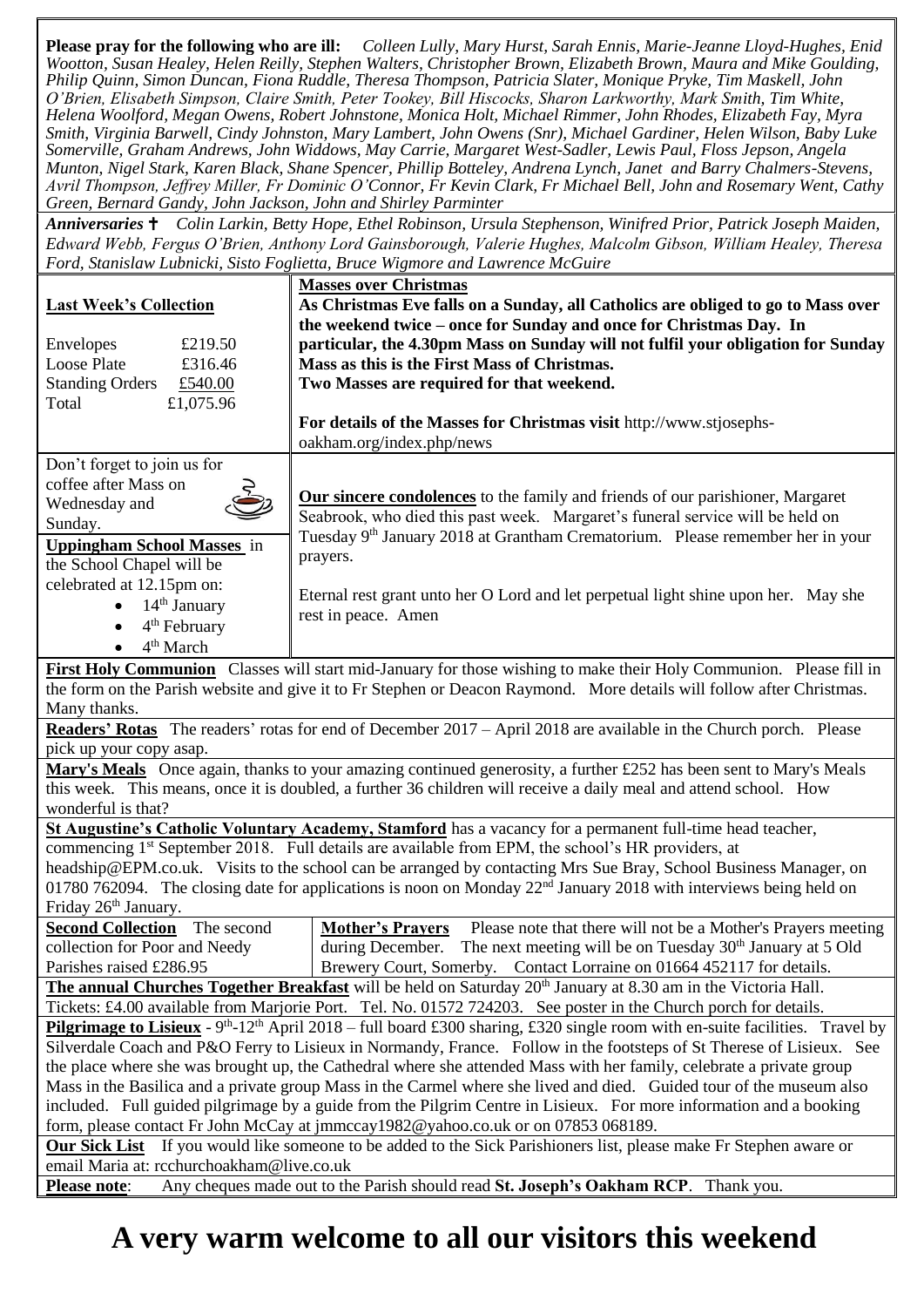**Please pray for the following who are ill:** *Colleen Lully, Mary Hurst, Sarah Ennis, Marie-Jeanne Lloyd-Hughes, Enid Wootton, Susan Healey, Helen Reilly, Stephen Walters, Christopher Brown, Elizabeth Brown, Maura and Mike Goulding, Philip Quinn, Simon Duncan, Fiona Ruddle, Theresa Thompson, Patricia Slater, Monique Pryke, Tim Maskell, John O'Brien, Elisabeth Simpson, Claire Smith, Peter Tookey, Bill Hiscocks, Sharon Larkworthy, Mark Smith, Tim White, Helena Woolford, Megan Owens, Robert Johnstone, Monica Holt, Michael Rimmer, John Rhodes, Elizabeth Fay, Myra Smith, Virginia Barwell, Cindy Johnston, Mary Lambert, John Owens (Snr), Michael Gardiner, Helen Wilson, Baby Luke Somerville, Graham Andrews, John Widdows, May Carrie, Margaret West-Sadler, Lewis Paul, Floss Jepson, Angela Munton, Nigel Stark, Karen Black, Shane Spencer, Phillip Botteley, Andrena Lynch, Janet and Barry Chalmers-Stevens, Avril Thompson, Jeffrey Miller, Fr Dominic O'Connor, Fr Kevin Clark, Fr Michael Bell, John and Rosemary Went, Cathy Green, Bernard Gandy, John Jackson, John and Shirley Parminter*

***Anniversaries*** ✝ *Colin Larkin, Betty Hope, Ethel Robinson, Ursula Stephenson, Winifred Prior, Patrick Joseph Maiden, Edward Webb, Fergus O'Brien, Anthony Lord Gainsborough, Valerie Hughes, Malcolm Gibson, William Healey, Theresa Ford, Stanislaw Lubnicki, Sisto Foglietta, Bruce Wigmore and Lawrence McGuire*

**Last Week's Collection**

| | |
|---|---|
| Envelopes | £219.50 |
| Loose Plate | £316.46 |
| Standing Orders | £540.00 |
| Total | £1,075.96 |

**Masses over Christmas**

**As Christmas Eve falls on a Sunday, all Catholics are obliged to go to Mass over the weekend twice – once for Sunday and once for Christmas Day. In particular, the 4.30pm Mass on Sunday will not fulfil your obligation for Sunday Mass as this is the First Mass of Christmas.**
**Two Masses are required for that weekend.**

**For details of the Masses for Christmas visit** http://www.stjosephs-oakham.org/index.php/news

Don't forget to join us for coffee after Mass on Wednesday and Sunday.

**Uppingham School Masses** in the School Chapel will be celebrated at 12.15pm on:

- 14th January
- 4th February
- 4th March

**Our sincere condolences** to the family and friends of our parishioner, Margaret Seabrook, who died this past week. Margaret's funeral service will be held on Tuesday 9th January 2018 at Grantham Crematorium. Please remember her in your prayers.

Eternal rest grant unto her O Lord and let perpetual light shine upon her. May she rest in peace. Amen

**First Holy Communion** Classes will start mid-January for those wishing to make their Holy Communion. Please fill in the form on the Parish website and give it to Fr Stephen or Deacon Raymond. More details will follow after Christmas. Many thanks.

**Readers' Rotas** The readers' rotas for end of December 2017 – April 2018 are available in the Church porch. Please pick up your copy asap.

**Mary's Meals** Once again, thanks to your amazing continued generosity, a further £252 has been sent to Mary's Meals this week. This means, once it is doubled, a further 36 children will receive a daily meal and attend school. How wonderful is that?

**St Augustine's Catholic Voluntary Academy, Stamford** has a vacancy for a permanent full-time head teacher, commencing 1st September 2018. Full details are available from EPM, the school's HR providers, at headship@EPM.co.uk. Visits to the school can be arranged by contacting Mrs Sue Bray, School Business Manager, on 01780 762094. The closing date for applications is noon on Monday 22nd January 2018 with interviews being held on Friday 26th January.

**Second Collection** The second collection for Poor and Needy Parishes raised £286.95

**Mother's Prayers** Please note that there will not be a Mother's Prayers meeting during December. The next meeting will be on Tuesday 30th January at 5 Old Brewery Court, Somerby. Contact Lorraine on 01664 452117 for details.

**The annual Churches Together Breakfast** will be held on Saturday 20th January at 8.30 am in the Victoria Hall. Tickets: £4.00 available from Marjorie Port. Tel. No. 01572 724203. See poster in the Church porch for details.

**Pilgrimage to Lisieux** - 9th-12th April 2018 – full board £300 sharing, £320 single room with en-suite facilities. Travel by Silverdale Coach and P&O Ferry to Lisieux in Normandy, France. Follow in the footsteps of St Therese of Lisieux. See the place where she was brought up, the Cathedral where she attended Mass with her family, celebrate a private group Mass in the Basilica and a private group Mass in the Carmel where she lived and died. Guided tour of the museum also included. Full guided pilgrimage by a guide from the Pilgrim Centre in Lisieux. For more information and a booking form, please contact Fr John McCay at jmmccay1982@yahoo.co.uk or on 07853 068189.

**Our Sick List** If you would like someone to be added to the Sick Parishioners list, please make Fr Stephen aware or email Maria at: rcchurchoakham@live.co.uk

**Please note**: Any cheques made out to the Parish should read **St. Joseph's Oakham RCP**. Thank you.

# A very warm welcome to all our visitors this weekend